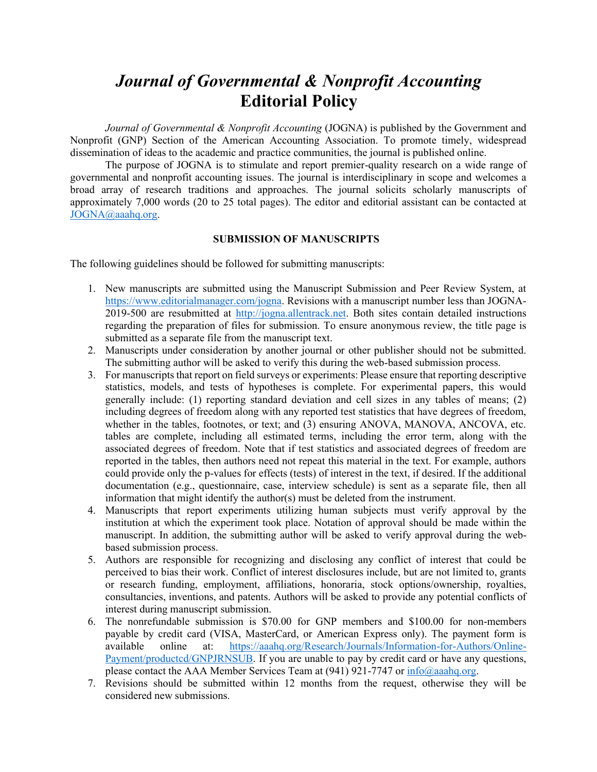# *Journal of Governmental & Nonprofit Accounting*
# Editorial Policy

*Journal of Governmental & Nonprofit Accounting* (JOGNA) is published by the Government and Nonprofit (GNP) Section of the American Accounting Association. To promote timely, widespread dissemination of ideas to the academic and practice communities, the journal is published online.

The purpose of JOGNA is to stimulate and report premier-quality research on a wide range of governmental and nonprofit accounting issues. The journal is interdisciplinary in scope and welcomes a broad array of research traditions and approaches. The journal solicits scholarly manuscripts of approximately 7,000 words (20 to 25 total pages). The editor and editorial assistant can be contacted at JOGNA@aaahq.org.

## SUBMISSION OF MANUSCRIPTS

The following guidelines should be followed for submitting manuscripts:

1. New manuscripts are submitted using the Manuscript Submission and Peer Review System, at https://www.editorialmanager.com/jogna. Revisions with a manuscript number less than JOGNA-2019-500 are resubmitted at http://jogna.allentrack.net. Both sites contain detailed instructions regarding the preparation of files for submission. To ensure anonymous review, the title page is submitted as a separate file from the manuscript text.
2. Manuscripts under consideration by another journal or other publisher should not be submitted. The submitting author will be asked to verify this during the web-based submission process.
3. For manuscripts that report on field surveys or experiments: Please ensure that reporting descriptive statistics, models, and tests of hypotheses is complete. For experimental papers, this would generally include: (1) reporting standard deviation and cell sizes in any tables of means; (2) including degrees of freedom along with any reported test statistics that have degrees of freedom, whether in the tables, footnotes, or text; and (3) ensuring ANOVA, MANOVA, ANCOVA, etc. tables are complete, including all estimated terms, including the error term, along with the associated degrees of freedom. Note that if test statistics and associated degrees of freedom are reported in the tables, then authors need not repeat this material in the text. For example, authors could provide only the p-values for effects (tests) of interest in the text, if desired. If the additional documentation (e.g., questionnaire, case, interview schedule) is sent as a separate file, then all information that might identify the author(s) must be deleted from the instrument.
4. Manuscripts that report experiments utilizing human subjects must verify approval by the institution at which the experiment took place. Notation of approval should be made within the manuscript. In addition, the submitting author will be asked to verify approval during the web-based submission process.
5. Authors are responsible for recognizing and disclosing any conflict of interest that could be perceived to bias their work. Conflict of interest disclosures include, but are not limited to, grants or research funding, employment, affiliations, honoraria, stock options/ownership, royalties, consultancies, inventions, and patents. Authors will be asked to provide any potential conflicts of interest during manuscript submission.
6. The nonrefundable submission is $70.00 for GNP members and $100.00 for non-members payable by credit card (VISA, MasterCard, or American Express only). The payment form is available online at: https://aaahq.org/Research/Journals/Information-for-Authors/Online-Payment/productcd/GNPJRNSUB. If you are unable to pay by credit card or have any questions, please contact the AAA Member Services Team at (941) 921-7747 or info@aaahq.org.
7. Revisions should be submitted within 12 months from the request, otherwise they will be considered new submissions.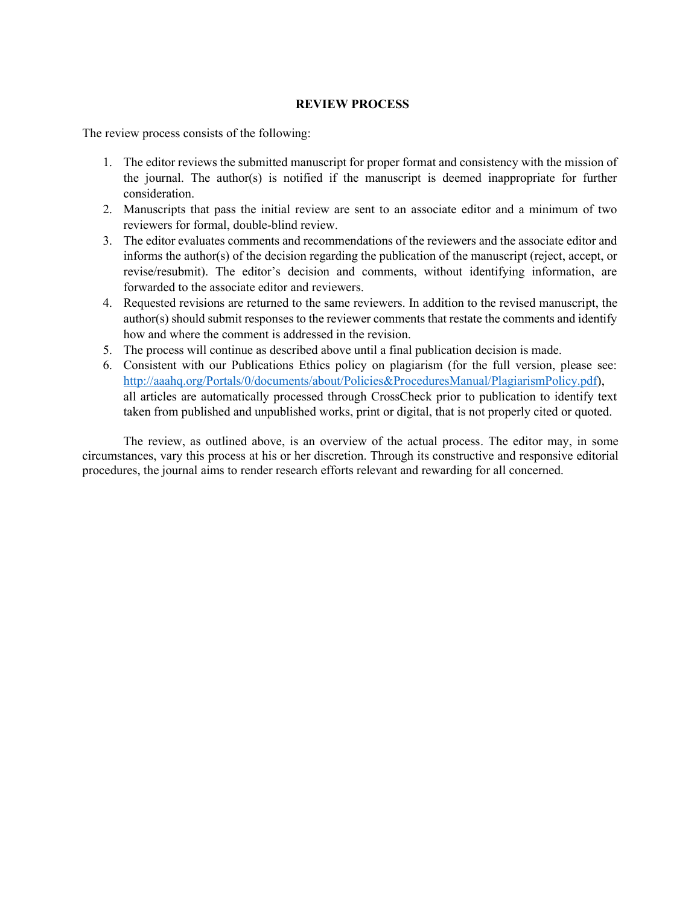## REVIEW PROCESS

The review process consists of the following:

1. The editor reviews the submitted manuscript for proper format and consistency with the mission of the journal. The author(s) is notified if the manuscript is deemed inappropriate for further consideration.
2. Manuscripts that pass the initial review are sent to an associate editor and a minimum of two reviewers for formal, double-blind review.
3. The editor evaluates comments and recommendations of the reviewers and the associate editor and informs the author(s) of the decision regarding the publication of the manuscript (reject, accept, or revise/resubmit). The editor's decision and comments, without identifying information, are forwarded to the associate editor and reviewers.
4. Requested revisions are returned to the same reviewers. In addition to the revised manuscript, the author(s) should submit responses to the reviewer comments that restate the comments and identify how and where the comment is addressed in the revision.
5. The process will continue as described above until a final publication decision is made.
6. Consistent with our Publications Ethics policy on plagiarism (for the full version, please see: [http://aaahq.org/Portals/0/documents/about/Policies&ProceduresManual/PlagiarismPolicy.pdf](http://aaahq.org/Portals/0/documents/about/Policies&ProceduresManual/PlagiarismPolicy.pdf)), all articles are automatically processed through CrossCheck prior to publication to identify text taken from published and unpublished works, print or digital, that is not properly cited or quoted.

The review, as outlined above, is an overview of the actual process. The editor may, in some circumstances, vary this process at his or her discretion. Through its constructive and responsive editorial procedures, the journal aims to render research efforts relevant and rewarding for all concerned.